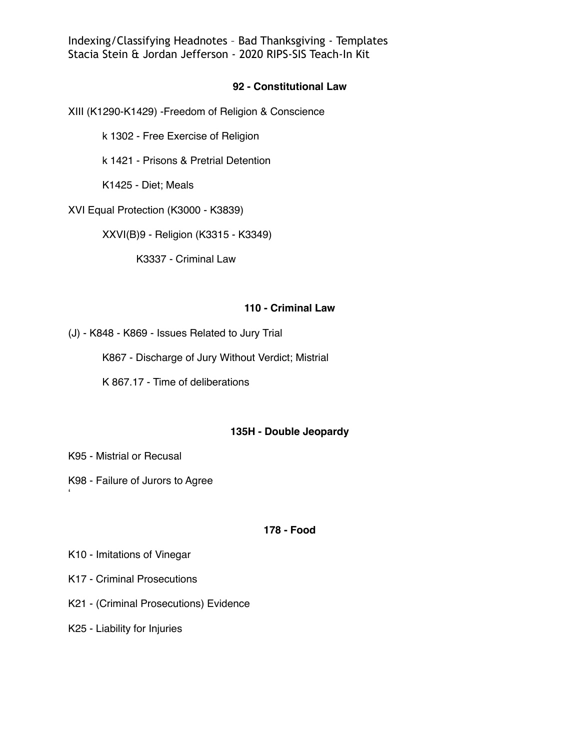Indexing/Classifying Headnotes – Bad Thanksgiving - Templates
Stacia Stein & Jordan Jefferson - 2020 RIPS-SIS Teach-In Kit

## 92 - Constitutional Law

XIII (K1290-K1429) -Freedom of Religion & Conscience

- k 1302 - Free Exercise of Religion
- k 1421 - Prisons & Pretrial Detention
- K1425 - Diet; Meals

XVI Equal Protection (K3000 - K3839)

- XXVI(B)9 - Religion (K3315 - K3349)
    - K3337 - Criminal Law

## 110 - Criminal Law

(J) - K848 - K869 - Issues Related to Jury Trial

- K867 - Discharge of Jury Without Verdict; Mistrial
- K 867.17 - Time of deliberations

## 135H - Double Jeopardy

K95 - Mistrial or Recusal

K98 - Failure of Jurors to Agree

## 178 - Food

K10 - Imitations of Vinegar

K17 - Criminal Prosecutions

K21 - (Criminal Prosecutions) Evidence

K25 - Liability for Injuries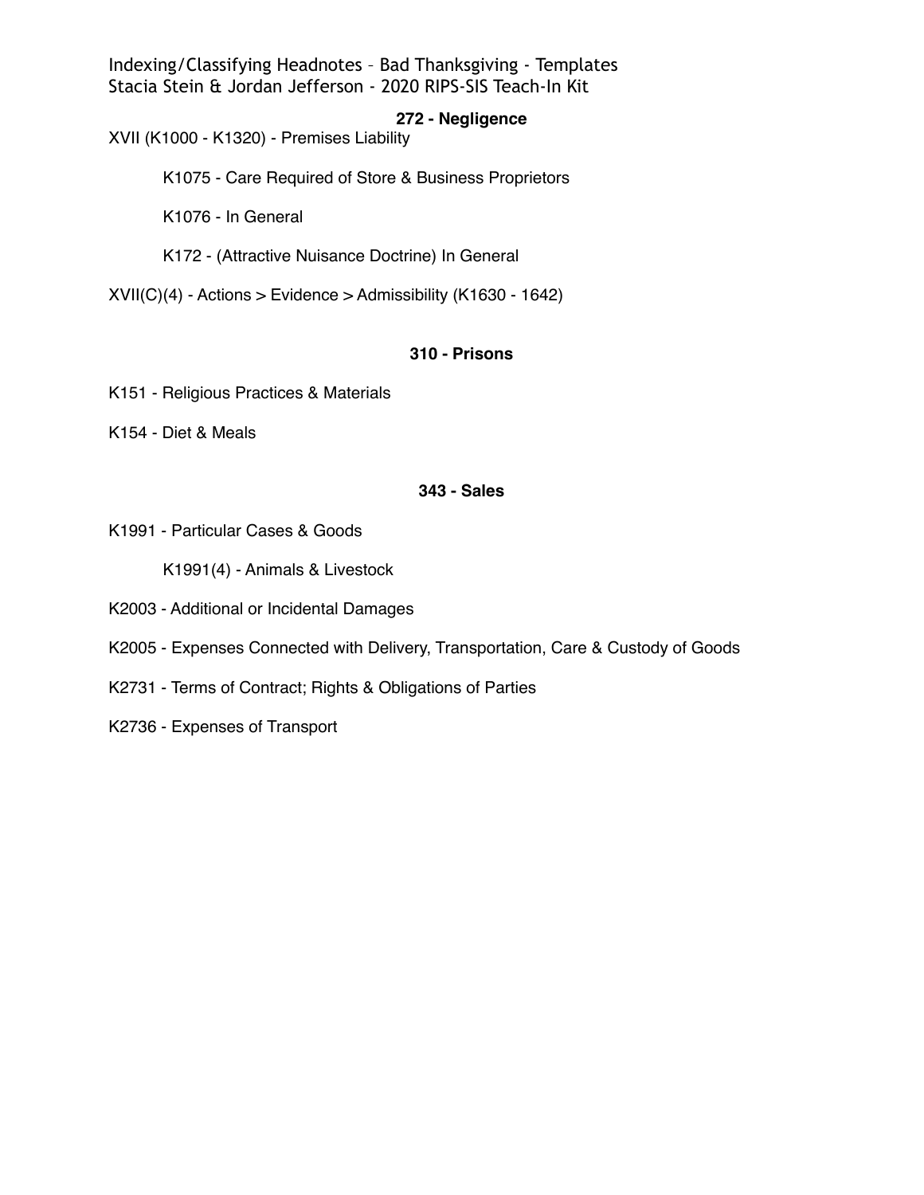Indexing/Classifying Headnotes – Bad Thanksgiving - Templates
Stacia Stein & Jordan Jefferson - 2020 RIPS-SIS Teach-In Kit

## 272 - Negligence

XVII (K1000 - K1320) - Premises Liability

- K1075 - Care Required of Store & Business Proprietors
- K1076 - In General
- K172 - (Attractive Nuisance Doctrine) In General

XVII(C)(4) - Actions > Evidence > Admissibility (K1630 - 1642)

## 310 - Prisons

K151 - Religious Practices & Materials

K154 - Diet & Meals

## 343 - Sales

K1991 - Particular Cases & Goods

- K1991(4) - Animals & Livestock

K2003 - Additional or Incidental Damages

K2005 - Expenses Connected with Delivery, Transportation, Care & Custody of Goods

K2731 - Terms of Contract; Rights & Obligations of Parties

K2736 - Expenses of Transport